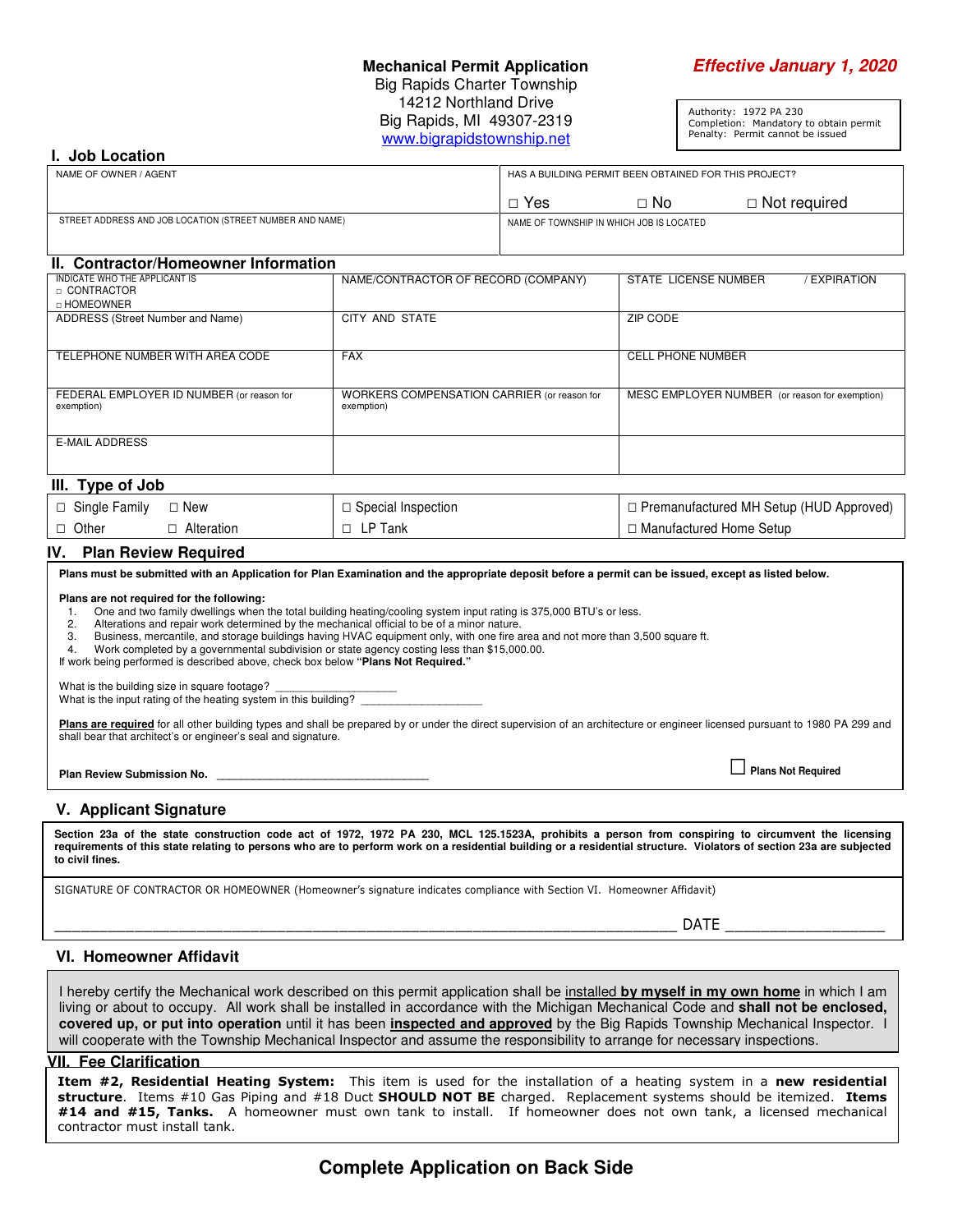# Mechanical Permit Application

Big Rapids Charter Township
14212 Northland Drive
Big Rapids, MI 49307-2319
www.bigrapidstownship.net

***Effective January 1, 2020***

Authority: 1972 PA 230
Completion: Mandatory to obtain permit
Penalty: Permit cannot be issued

## I. Job Location

| NAME OF OWNER / AGENT | HAS A BUILDING PERMIT BEEN OBTAINED FOR THIS PROJECT? ☐ Yes ☐ No ☐ Not required |
|---|---|
| STREET ADDRESS AND JOB LOCATION (STREET NUMBER AND NAME) | NAME OF TOWNSHIP IN WHICH JOB IS LOCATED |

## II. Contractor/Homeowner Information

| INDICATE WHO THE APPLICANT IS ☐ CONTRACTOR ☐ HOMEOWNER | NAME/CONTRACTOR OF RECORD (COMPANY) | STATE LICENSE NUMBER / EXPIRATION |
|---|---|---|
| ADDRESS (Street Number and Name) | CITY AND STATE | ZIP CODE |
| TELEPHONE NUMBER WITH AREA CODE | FAX | CELL PHONE NUMBER |
| FEDERAL EMPLOYER ID NUMBER (or reason for exemption) | WORKERS COMPENSATION CARRIER (or reason for exemption) | MESC EMPLOYER NUMBER (or reason for exemption) |
| E-MAIL ADDRESS | | |

## III. Type of Job

| | | |
|---|---|---|
| ☐ Single Family ☐ New | ☐ Special Inspection | ☐ Premanufactured MH Setup (HUD Approved) |
| ☐ Other ☐ Alteration | ☐ LP Tank | ☐ Manufactured Home Setup |

## IV. Plan Review Required

**Plans must be submitted with an Application for Plan Examination and the appropriate deposit before a permit can be issued, except as listed below.**

**Plans are not required for the following:**

1. One and two family dwellings when the total building heating/cooling system input rating is 375,000 BTU's or less.
2. Alterations and repair work determined by the mechanical official to be of a minor nature.
3. Business, mercantile, and storage buildings having HVAC equipment only, with one fire area and not more than 3,500 square ft.
4. Work completed by a governmental subdivision or state agency costing less than $15,000.00.

If work being performed is described above, check box below **"Plans Not Required."**

What is the building size in square footage? ____________________
What is the input rating of the heating system in this building? ____________________

**Plans are required** for all other building types and shall be prepared by or under the direct supervision of an architecture or engineer licensed pursuant to 1980 PA 299 and shall bear that architect's or engineer's seal and signature.

**Plan Review Submission No.** ________________________________ ☐ **Plans Not Required**

## V. Applicant Signature

**Section 23a of the state construction code act of 1972, 1972 PA 230, MCL 125.1523A, prohibits a person from conspiring to circumvent the licensing requirements of this state relating to persons who are to perform work on a residential building or a residential structure. Violators of section 23a are subjected to civil fines.**

SIGNATURE OF CONTRACTOR OR HOMEOWNER (Homeowner's signature indicates compliance with Section VI. Homeowner Affidavit)

________________________________________________________________ DATE ____________________

## VI. Homeowner Affidavit

I hereby certify the Mechanical work described on this permit application shall be installed **by myself in my own home** in which I am living or about to occupy. All work shall be installed in accordance with the Michigan Mechanical Code and **shall not be enclosed, covered up, or put into operation** until it has been **inspected and approved** by the Big Rapids Township Mechanical Inspector. I will cooperate with the Township Mechanical Inspector and assume the responsibility to arrange for necessary inspections.

## VII. Fee Clarification

**Item #2, Residential Heating System:** This item is used for the installation of a heating system in a **new residential structure**. Items #10 Gas Piping and #18 Duct **SHOULD NOT BE** charged. Replacement systems should be itemized. **Items #14 and #15, Tanks.** A homeowner must own tank to install. If homeowner does not own tank, a licensed mechanical contractor must install tank.

**Complete Application on Back Side**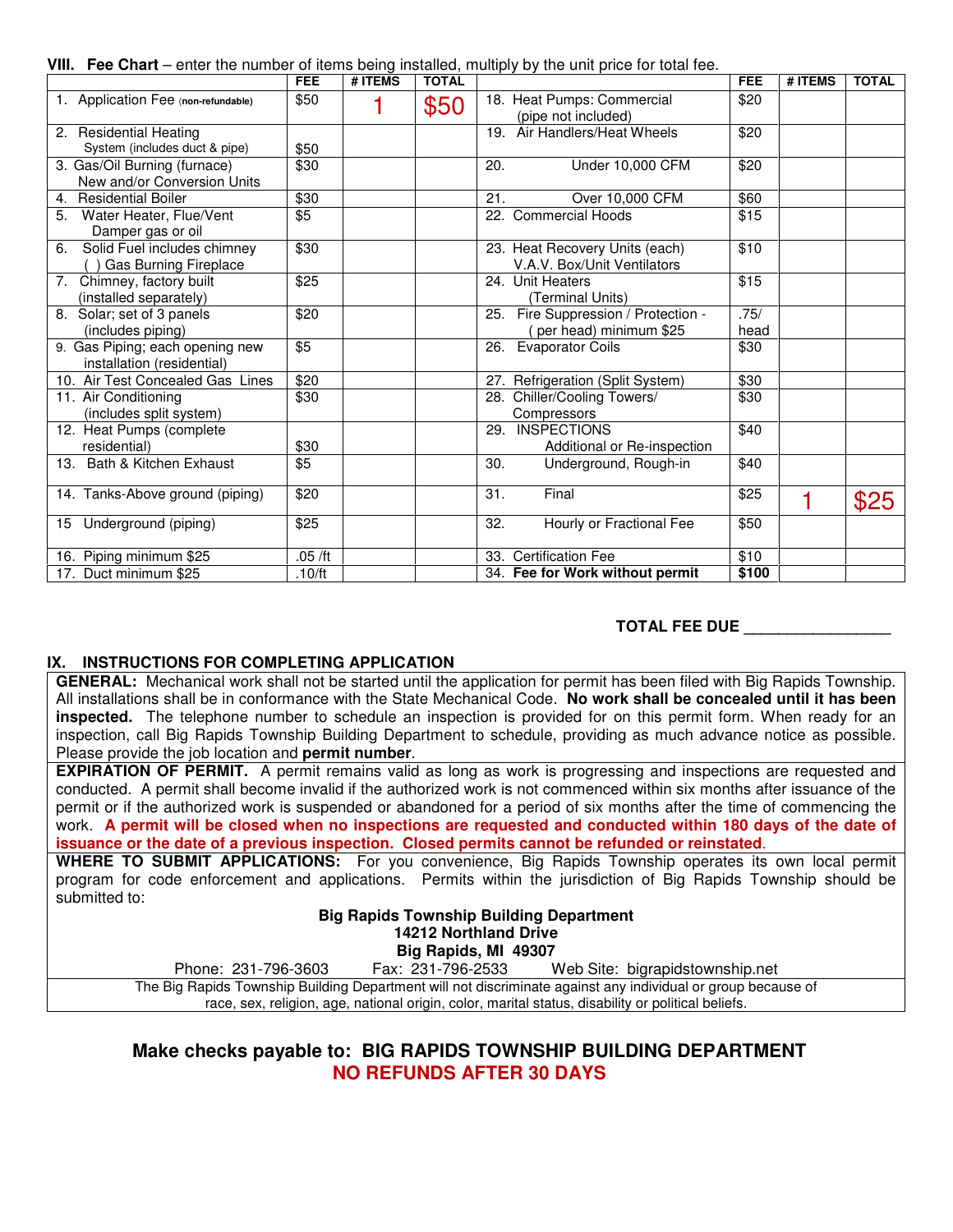**VIII. Fee Chart** – enter the number of items being installed, multiply by the unit price for total fee.

| | FEE | # ITEMS | TOTAL | | FEE | # ITEMS | TOTAL |
|---|---|---|---|---|---|---|---|
| 1. Application Fee (non-refundable) | $50 | 1 | $50 | 18. Heat Pumps: Commercial (pipe not included) | $20 | | |
| 2. Residential Heating System (includes duct & pipe) | $50 | | | 19. Air Handlers/Heat Wheels | $20 | | |
| 3. Gas/Oil Burning (furnace) New and/or Conversion Units | $30 | | | 20. Under 10,000 CFM | $20 | | |
| 4. Residential Boiler | $30 | | | 21. Over 10,000 CFM | $60 | | |
| 5. Water Heater, Flue/Vent Damper gas or oil | $5 | | | 22. Commercial Hoods | $15 | | |
| 6. Solid Fuel includes chimney ( ) Gas Burning Fireplace | $30 | | | 23. Heat Recovery Units (each) V.A.V. Box/Unit Ventilators | $10 | | |
| 7. Chimney, factory built (installed separately) | $25 | | | 24. Unit Heaters (Terminal Units) | $15 | | |
| 8. Solar; set of 3 panels (includes piping) | $20 | | | 25. Fire Suppression / Protection - ( per head) minimum $25 | .75/ head | | |
| 9. Gas Piping; each opening new installation (residential) | $5 | | | 26. Evaporator Coils | $30 | | |
| 10. Air Test Concealed Gas Lines | $20 | | | 27. Refrigeration (Split System) | $30 | | |
| 11. Air Conditioning (includes split system) | $30 | | | 28. Chiller/Cooling Towers/ Compressors | $30 | | |
| 12. Heat Pumps (complete residential) | $30 | | | 29. INSPECTIONS Additional or Re-inspection | $40 | | |
| 13. Bath & Kitchen Exhaust | $5 | | | 30. Underground, Rough-in | $40 | | |
| 14. Tanks-Above ground (piping) | $20 | | | 31. Final | $25 | 1 | $25 |
| 15 Underground (piping) | $25 | | | 32. Hourly or Fractional Fee | $50 | | |
| 16. Piping minimum $25 | .05 /ft | | | 33. Certification Fee | $10 | | |
| 17. Duct minimum $25 | .10/ft | | | 34. **Fee for Work without permit** | **$100** | | |

**TOTAL FEE DUE** ________________

## IX. INSTRUCTIONS FOR COMPLETING APPLICATION

**GENERAL:** Mechanical work shall not be started until the application for permit has been filed with Big Rapids Township. All installations shall be in conformance with the State Mechanical Code. **No work shall be concealed until it has been inspected.** The telephone number to schedule an inspection is provided for on this permit form. When ready for an inspection, call Big Rapids Township Building Department to schedule, providing as much advance notice as possible. Please provide the job location and **permit number**.

**EXPIRATION OF PERMIT.** A permit remains valid as long as work is progressing and inspections are requested and conducted. A permit shall become invalid if the authorized work is not commenced within six months after issuance of the permit or if the authorized work is suspended or abandoned for a period of six months after the time of commencing the work. **A permit will be closed when no inspections are requested and conducted within 180 days of the date of issuance or the date of a previous inspection. Closed permits cannot be refunded or reinstated**.

**WHERE TO SUBMIT APPLICATIONS:** For you convenience, Big Rapids Township operates its own local permit program for code enforcement and applications. Permits within the jurisdiction of Big Rapids Township should be submitted to:

**Big Rapids Township Building Department**
**14212 Northland Drive**
**Big Rapids, MI 49307**
Phone: 231-796-3603 Fax: 231-796-2533 Web Site: bigrapidstownship.net

The Big Rapids Township Building Department will not discriminate against any individual or group because of race, sex, religion, age, national origin, color, marital status, disability or political beliefs.

**Make checks payable to: BIG RAPIDS TOWNSHIP BUILDING DEPARTMENT**

**NO REFUNDS AFTER 30 DAYS**